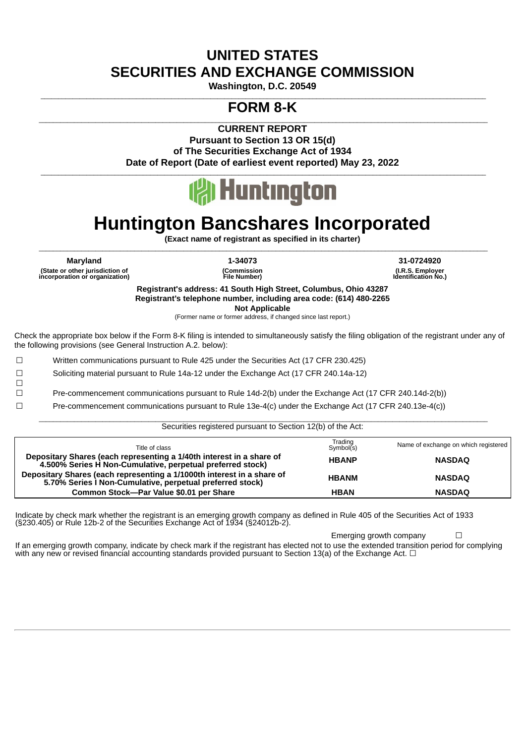# UNITED STATES
# SECURITIES AND EXCHANGE COMMISSION

**Washington, D.C. 20549**

# FORM 8-K

**CURRENT REPORT**
**Pursuant to Section 13 OR 15(d)**
**of The Securities Exchange Act of 1934**
**Date of Report (Date of earliest event reported) May 23, 2022**

Huntington

# Huntington Bancshares Incorporated

**(Exact name of registrant as specified in its charter)**

| Maryland | 1-34073 | 31-0724920 |
|---|---|---|
| (State or other jurisdiction of incorporation or organization) | (Commission File Number) | (I.R.S. Employer Identification No.) |

**Registrant's address: 41 South High Street, Columbus, Ohio 43287**
**Registrant's telephone number, including area code: (614) 480-2265**
**Not Applicable**
(Former name or former address, if changed since last report.)

Check the appropriate box below if the Form 8-K filing is intended to simultaneously satisfy the filing obligation of the registrant under any of the following provisions (see General Instruction A.2. below):

☐ Written communications pursuant to Rule 425 under the Securities Act (17 CFR 230.425)

☐ Soliciting material pursuant to Rule 14a-12 under the Exchange Act (17 CFR 240.14a-12)

☐

☐ Pre-commencement communications pursuant to Rule 14d-2(b) under the Exchange Act (17 CFR 240.14d-2(b))

☐ Pre-commencement communications pursuant to Rule 13e-4(c) under the Exchange Act (17 CFR 240.13e-4(c))

Securities registered pursuant to Section 12(b) of the Act:

| Title of class | Trading Symbol(s) | Name of exchange on which registered |
|---|---|---|
| **Depositary Shares (each representing a 1/40th interest in a share of 4.500% Series H Non-Cumulative, perpetual preferred stock)** | **HBANP** | **NASDAQ** |
| **Depositary Shares (each representing a 1/1000th interest in a share of 5.70% Series I Non-Cumulative, perpetual preferred stock)** | **HBANM** | **NASDAQ** |
| **Common Stock—Par Value $0.01 per Share** | **HBAN** | **NASDAQ** |

Indicate by check mark whether the registrant is an emerging growth company as defined in Rule 405 of the Securities Act of 1933 (§230.405) or Rule 12b-2 of the Securities Exchange Act of 1934 (§24012b-2).

Emerging growth company ☐

If an emerging growth company, indicate by check mark if the registrant has elected not to use the extended transition period for complying with any new or revised financial accounting standards provided pursuant to Section 13(a) of the Exchange Act. ☐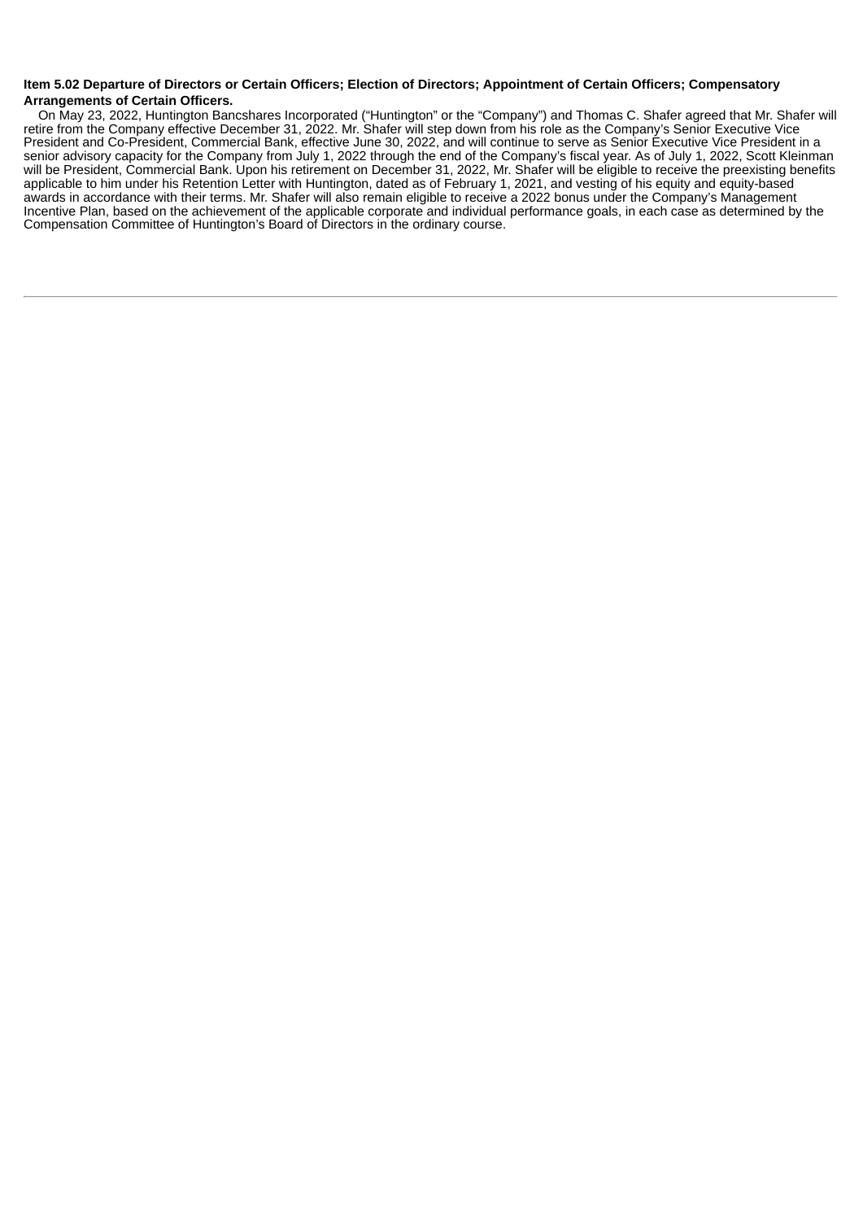**Item 5.02 Departure of Directors or Certain Officers; Election of Directors; Appointment of Certain Officers; Compensatory Arrangements of Certain Officers.**

On May 23, 2022, Huntington Bancshares Incorporated ("Huntington" or the "Company") and Thomas C. Shafer agreed that Mr. Shafer will retire from the Company effective December 31, 2022. Mr. Shafer will step down from his role as the Company's Senior Executive Vice President and Co-President, Commercial Bank, effective June 30, 2022, and will continue to serve as Senior Executive Vice President in a senior advisory capacity for the Company from July 1, 2022 through the end of the Company's fiscal year. As of July 1, 2022, Scott Kleinman will be President, Commercial Bank. Upon his retirement on December 31, 2022, Mr. Shafer will be eligible to receive the preexisting benefits applicable to him under his Retention Letter with Huntington, dated as of February 1, 2021, and vesting of his equity and equity-based awards in accordance with their terms. Mr. Shafer will also remain eligible to receive a 2022 bonus under the Company's Management Incentive Plan, based on the achievement of the applicable corporate and individual performance goals, in each case as determined by the Compensation Committee of Huntington's Board of Directors in the ordinary course.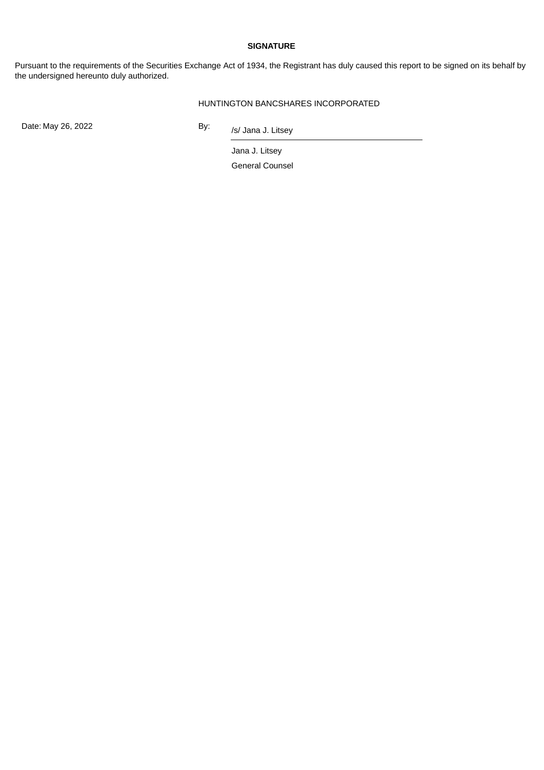**SIGNATURE**

Pursuant to the requirements of the Securities Exchange Act of 1934, the Registrant has duly caused this report to be signed on its behalf by the undersigned hereunto duly authorized.

HUNTINGTON BANCSHARES INCORPORATED

Date: May 26, 2022

By: /s/ Jana J. Litsey

Jana J. Litsey

General Counsel